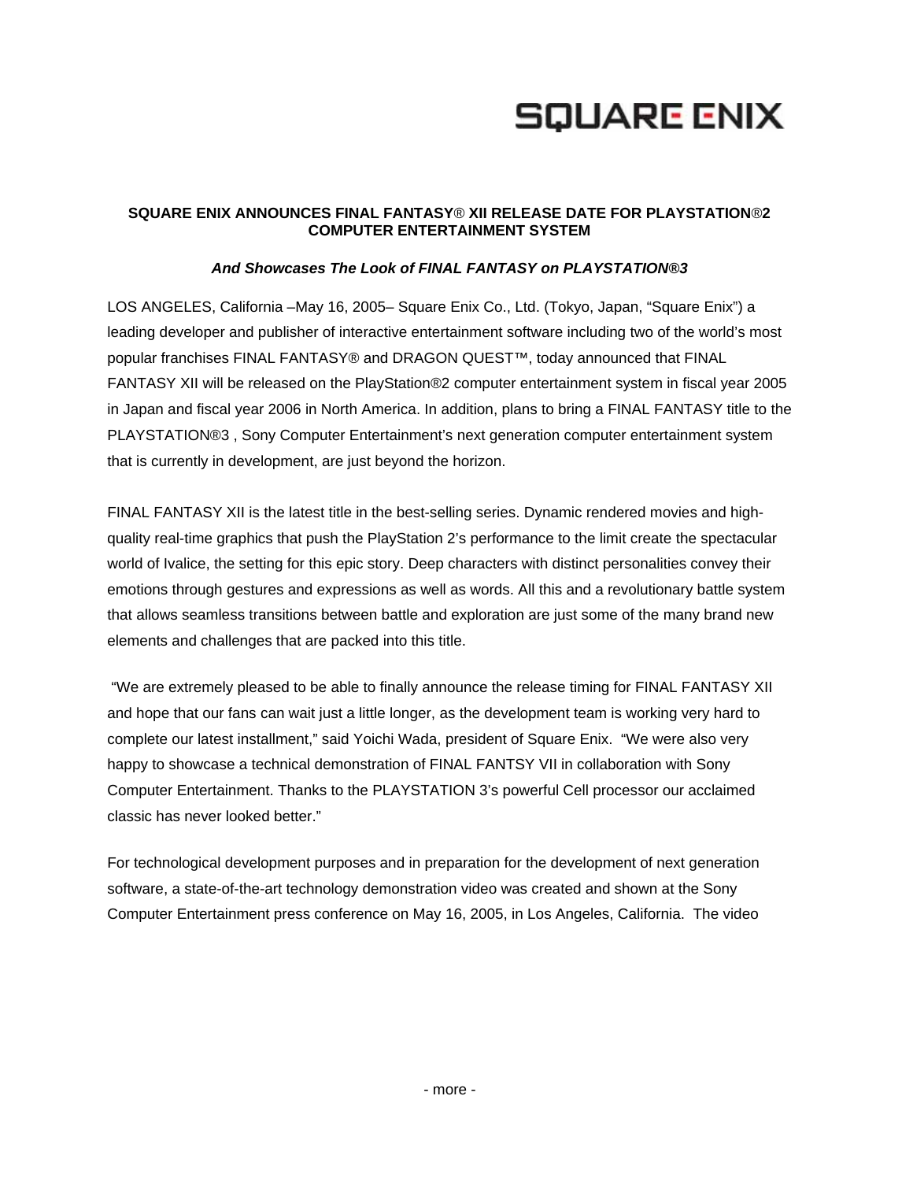SQUARE ENIX

**SQUARE ENIX ANNOUNCES FINAL FANTASY® XII RELEASE DATE FOR PLAYSTATION®2 COMPUTER ENTERTAINMENT SYSTEM**

***And Showcases The Look of FINAL FANTASY on PLAYSTATION®3***

LOS ANGELES, California –May 16, 2005– Square Enix Co., Ltd. (Tokyo, Japan, "Square Enix") a leading developer and publisher of interactive entertainment software including two of the world's most popular franchises FINAL FANTASY® and DRAGON QUEST™, today announced that FINAL FANTASY XII will be released on the PlayStation®2 computer entertainment system in fiscal year 2005 in Japan and fiscal year 2006 in North America. In addition, plans to bring a FINAL FANTASY title to the PLAYSTATION®3 , Sony Computer Entertainment's next generation computer entertainment system that is currently in development, are just beyond the horizon.

FINAL FANTASY XII is the latest title in the best-selling series. Dynamic rendered movies and high-quality real-time graphics that push the PlayStation 2's performance to the limit create the spectacular world of Ivalice, the setting for this epic story. Deep characters with distinct personalities convey their emotions through gestures and expressions as well as words. All this and a revolutionary battle system that allows seamless transitions between battle and exploration are just some of the many brand new elements and challenges that are packed into this title.

"We are extremely pleased to be able to finally announce the release timing for FINAL FANTASY XII and hope that our fans can wait just a little longer, as the development team is working very hard to complete our latest installment," said Yoichi Wada, president of Square Enix. "We were also very happy to showcase a technical demonstration of FINAL FANTSY VII in collaboration with Sony Computer Entertainment. Thanks to the PLAYSTATION 3's powerful Cell processor our acclaimed classic has never looked better."

For technological development purposes and in preparation for the development of next generation software, a state-of-the-art technology demonstration video was created and shown at the Sony Computer Entertainment press conference on May 16, 2005, in Los Angeles, California. The video

- more -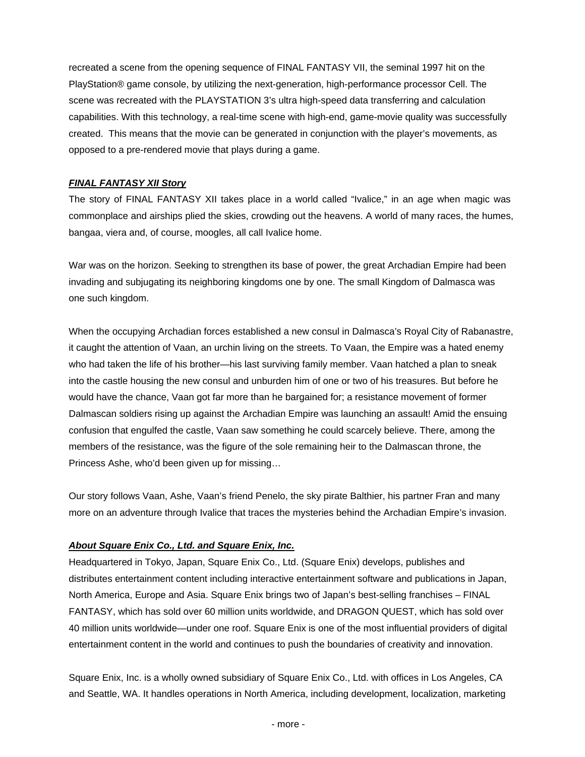recreated a scene from the opening sequence of FINAL FANTASY VII, the seminal 1997 hit on the PlayStation® game console, by utilizing the next-generation, high-performance processor Cell. The scene was recreated with the PLAYSTATION 3's ultra high-speed data transferring and calculation capabilities. With this technology, a real-time scene with high-end, game-movie quality was successfully created. This means that the movie can be generated in conjunction with the player's movements, as opposed to a pre-rendered movie that plays during a game.

***FINAL FANTASY XII Story***

The story of FINAL FANTASY XII takes place in a world called "Ivalice," in an age when magic was commonplace and airships plied the skies, crowding out the heavens. A world of many races, the humes, bangaa, viera and, of course, moogles, all call Ivalice home.

War was on the horizon. Seeking to strengthen its base of power, the great Archadian Empire had been invading and subjugating its neighboring kingdoms one by one. The small Kingdom of Dalmasca was one such kingdom.

When the occupying Archadian forces established a new consul in Dalmasca's Royal City of Rabanastre, it caught the attention of Vaan, an urchin living on the streets. To Vaan, the Empire was a hated enemy who had taken the life of his brother—his last surviving family member. Vaan hatched a plan to sneak into the castle housing the new consul and unburden him of one or two of his treasures. But before he would have the chance, Vaan got far more than he bargained for; a resistance movement of former Dalmascan soldiers rising up against the Archadian Empire was launching an assault! Amid the ensuing confusion that engulfed the castle, Vaan saw something he could scarcely believe. There, among the members of the resistance, was the figure of the sole remaining heir to the Dalmascan throne, the Princess Ashe, who'd been given up for missing…

Our story follows Vaan, Ashe, Vaan's friend Penelo, the sky pirate Balthier, his partner Fran and many more on an adventure through Ivalice that traces the mysteries behind the Archadian Empire's invasion.

***About Square Enix Co., Ltd. and Square Enix, Inc.***

Headquartered in Tokyo, Japan, Square Enix Co., Ltd. (Square Enix) develops, publishes and distributes entertainment content including interactive entertainment software and publications in Japan, North America, Europe and Asia. Square Enix brings two of Japan's best-selling franchises – FINAL FANTASY, which has sold over 60 million units worldwide, and DRAGON QUEST, which has sold over 40 million units worldwide—under one roof. Square Enix is one of the most influential providers of digital entertainment content in the world and continues to push the boundaries of creativity and innovation.

Square Enix, Inc. is a wholly owned subsidiary of Square Enix Co., Ltd. with offices in Los Angeles, CA and Seattle, WA. It handles operations in North America, including development, localization, marketing

- more -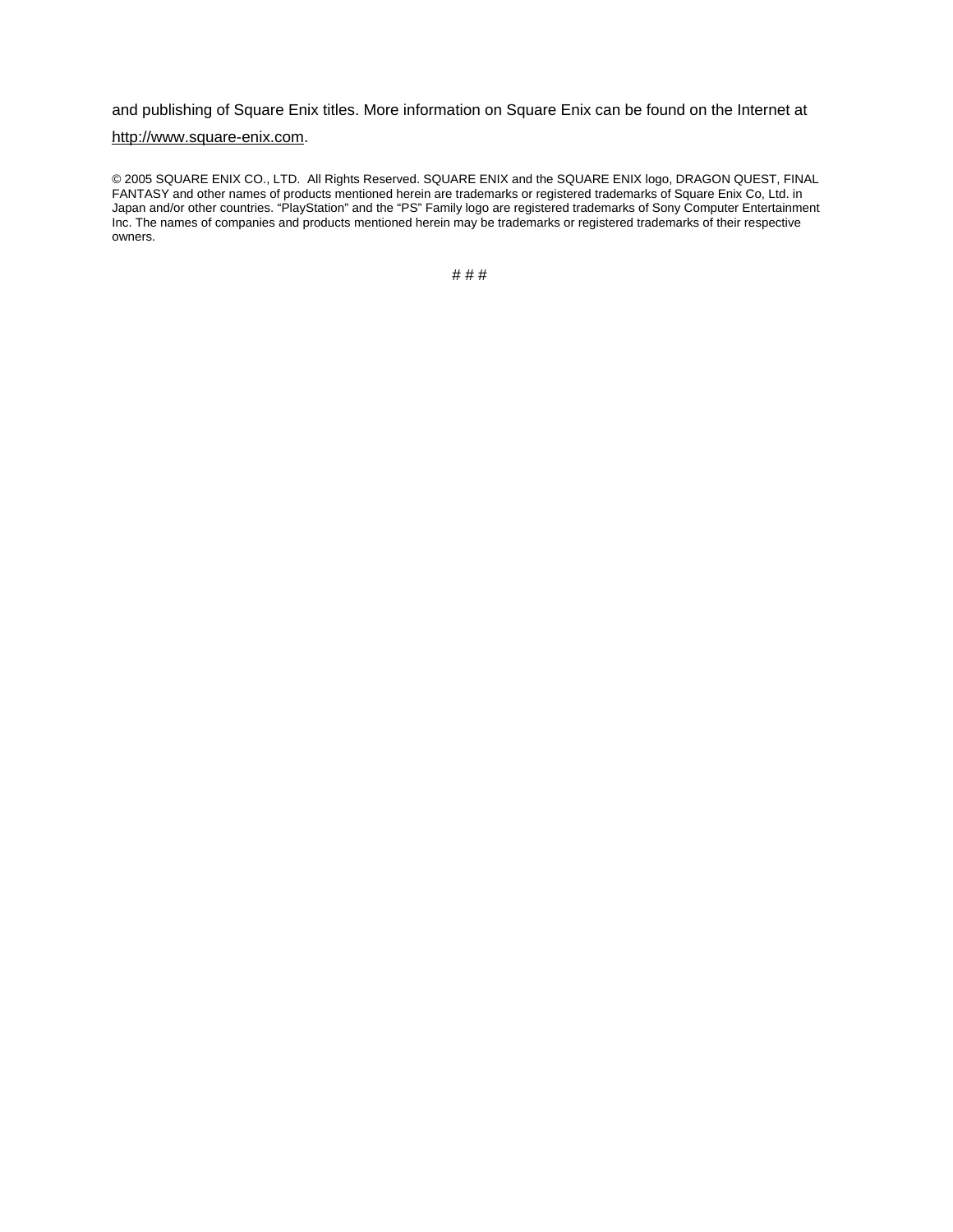and publishing of Square Enix titles. More information on Square Enix can be found on the Internet at http://www.square-enix.com.

© 2005 SQUARE ENIX CO., LTD. All Rights Reserved. SQUARE ENIX and the SQUARE ENIX logo, DRAGON QUEST, FINAL FANTASY and other names of products mentioned herein are trademarks or registered trademarks of Square Enix Co, Ltd. in Japan and/or other countries. "PlayStation" and the "PS" Family logo are registered trademarks of Sony Computer Entertainment Inc. The names of companies and products mentioned herein may be trademarks or registered trademarks of their respective owners.

# # #